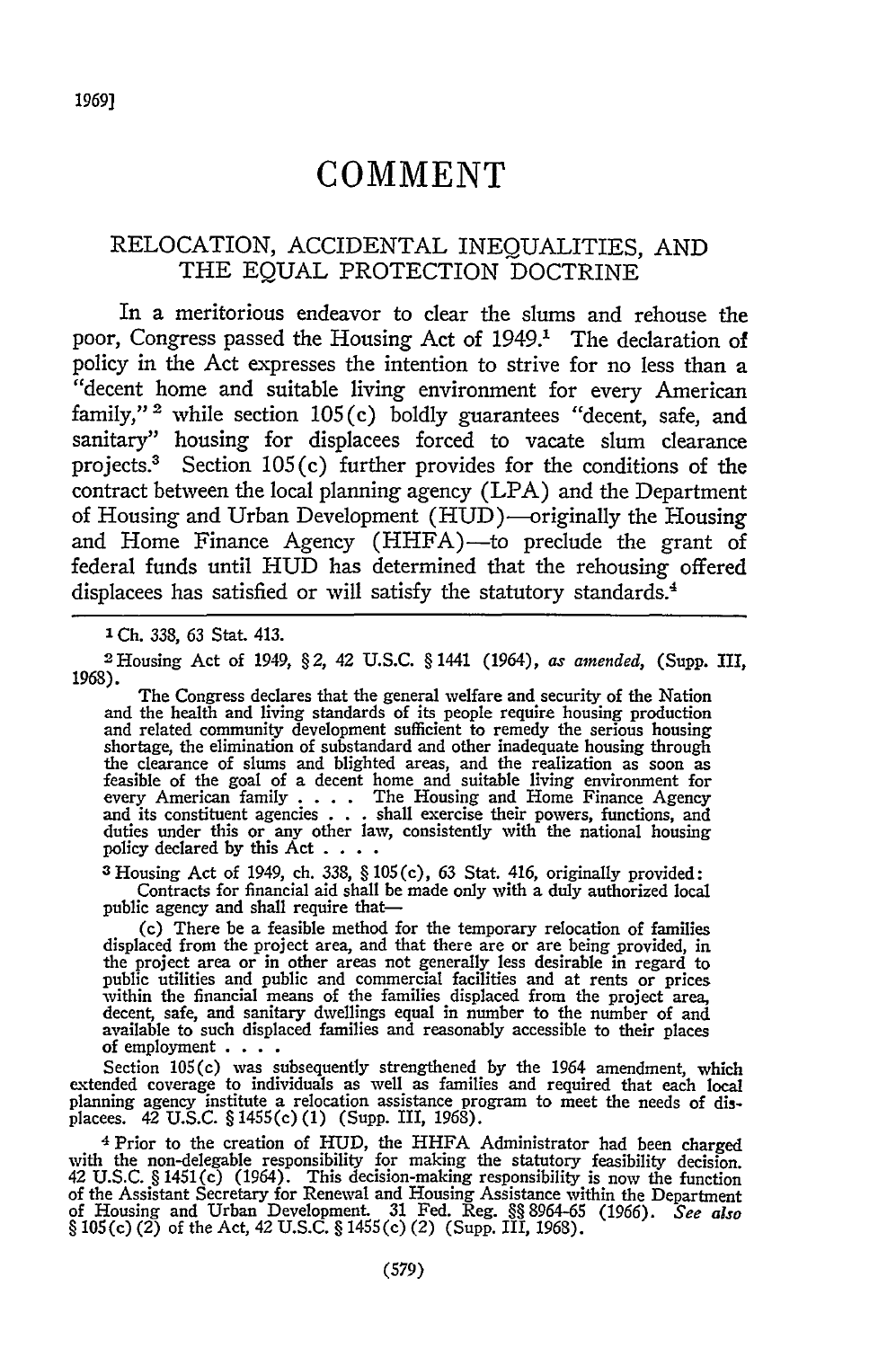# COMMENT

## RELOCATION, ACCIDENTAL INEQUALITIES, AND THE EQUAL PROTECTION DOCTRINE

In a meritorious endeavor to clear the slums and rehouse the poor, Congress passed the Housing Act of 1949.[1] The declaration of policy in the Act expresses the intention to strive for no less than a "decent home and suitable living environment for every American family,"[2] while section 105(c) boldly guarantees "decent, safe, and sanitary" housing for displacees forced to vacate slum clearance projects.[3] Section 105(c) further provides for the conditions of the contract between the local planning agency (LPA) and the Department of Housing and Urban Development (HUD)—originally the Housing and Home Finance Agency (HHFA)—to preclude the grant of federal funds until HUD has determined that the rehousing offered displacees has satisfied or will satisfy the statutory standards.[4]

---

[1] Ch. 338, 63 Stat. 413.

[2] Housing Act of 1949, § 2, 42 U.S.C. § 1441 (1964), *as amended*, (Supp. III, 1968).

> The Congress declares that the general welfare and security of the Nation and the health and living standards of its people require housing production and related community development sufficient to remedy the serious housing shortage, the elimination of substandard and other inadequate housing through the clearance of slums and blighted areas, and the realization as soon as feasible of the goal of a decent home and suitable living environment for every American family . . . . The Housing and Home Finance Agency and its constituent agencies . . . shall exercise their powers, functions, and duties under this or any other law, consistently with the national housing policy declared by this Act . . . .

[3] Housing Act of 1949, ch. 338, § 105(c), 63 Stat. 416, originally provided:

> Contracts for financial aid shall be made only with a duly authorized local public agency and shall require that—
>
> (c) There be a feasible method for the temporary relocation of families displaced from the project area, and that there are or are being provided, in the project area or in other areas not generally less desirable in regard to public utilities and public and commercial facilities and at rents or prices within the financial means of the families displaced from the project area, decent, safe, and sanitary dwellings equal in number to the number of and available to such displaced families and reasonably accessible to their places of employment . . . .

Section 105(c) was subsequently strengthened by the 1964 amendment, which extended coverage to individuals as well as families and required that each local planning agency institute a relocation assistance program to meet the needs of displacees. 42 U.S.C. § 1455(c)(1) (Supp. III, 1968).

[4] Prior to the creation of HUD, the HHFA Administrator had been charged with the non-delegable responsibility for making the statutory feasibility decision. 42 U.S.C. § 1451(c) (1964). This decision-making responsibility is now the function of the Assistant Secretary for Renewal and Housing Assistance within the Department of Housing and Urban Development. 31 Fed. Reg. §§ 8964-65 (1966). *See also* § 105(c)(2) of the Act, 42 U.S.C. § 1455(c)(2) (Supp. III, 1968).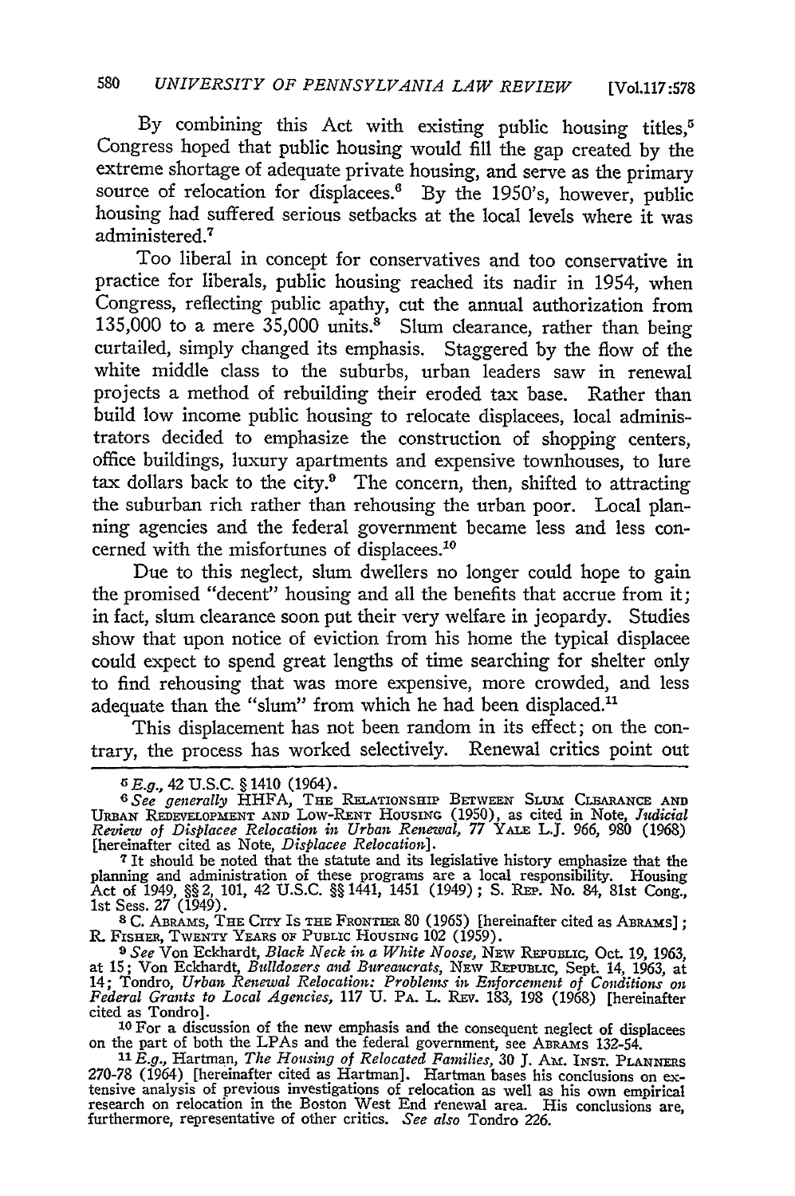By combining this Act with existing public housing titles,[5] Congress hoped that public housing would fill the gap created by the extreme shortage of adequate private housing, and serve as the primary source of relocation for displacees.[6] By the 1950's, however, public housing had suffered serious setbacks at the local levels where it was administered.[7]

Too liberal in concept for conservatives and too conservative in practice for liberals, public housing reached its nadir in 1954, when Congress, reflecting public apathy, cut the annual authorization from 135,000 to a mere 35,000 units.[8] Slum clearance, rather than being curtailed, simply changed its emphasis. Staggered by the flow of the white middle class to the suburbs, urban leaders saw in renewal projects a method of rebuilding their eroded tax base. Rather than build low income public housing to relocate displacees, local administrators decided to emphasize the construction of shopping centers, office buildings, luxury apartments and expensive townhouses, to lure tax dollars back to the city.[9] The concern, then, shifted to attracting the suburban rich rather than rehousing the urban poor. Local planning agencies and the federal government became less and less concerned with the misfortunes of displacees.[10]

Due to this neglect, slum dwellers no longer could hope to gain the promised "decent" housing and all the benefits that accrue from it; in fact, slum clearance soon put their very welfare in jeopardy. Studies show that upon notice of eviction from his home the typical displacee could expect to spend great lengths of time searching for shelter only to find rehousing that was more expensive, more crowded, and less adequate than the "slum" from which he had been displaced.[11]

This displacement has not been random in its effect; on the contrary, the process has worked selectively. Renewal critics point out

---

[5] *E.g.,* 42 U.S.C. § 1410 (1964).

[6] *See generally* HHFA, THE RELATIONSHIP BETWEEN SLUM CLEARANCE AND URBAN REDEVELOPMENT AND LOW-RENT HOUSING (1950), as cited in Note, *Judicial Review of Displacee Relocation in Urban Renewal,* 77 YALE L.J. 966, 980 (1968) [hereinafter cited as Note, *Displacee Relocation*].

[7] It should be noted that the statute and its legislative history emphasize that the planning and administration of these programs are a local responsibility. Housing Act of 1949, §§ 2, 101, 42 U.S.C. §§ 1441, 1451 (1949); S. REP. No. 84, 81st Cong., 1st Sess. 27 (1949).

[8] C. ABRAMS, THE CITY IS THE FRONTIER 80 (1965) [hereinafter cited as ABRAMS]; R. FISHER, TWENTY YEARS OF PUBLIC HOUSING 102 (1959).

[9] *See* Von Eckhardt, *Black Neck in a White Noose,* NEW REPUBLIC, Oct. 19, 1963, at 15; Von Eckhardt, *Bulldozers and Bureaucrats,* NEW REPUBLIC, Sept. 14, 1963, at 14; Tondro, *Urban Renewal Relocation: Problems in Enforcement of Conditions on Federal Grants to Local Agencies,* 117 U. PA. L. REV. 183, 198 (1968) [hereinafter cited as Tondro].

[10] For a discussion of the new emphasis and the consequent neglect of displacees on the part of both the LPAs and the federal government, see ABRAMS 132-54.

[11] *E.g.,* Hartman, *The Housing of Relocated Families,* 30 J. AM. INST. PLANNERS 270-78 (1964) [hereinafter cited as Hartman]. Hartman bases his conclusions on extensive analysis of previous investigations of relocation as well as his own empirical research on relocation in the Boston West End renewal area. His conclusions are, furthermore, representative of other critics. *See also* Tondro 226.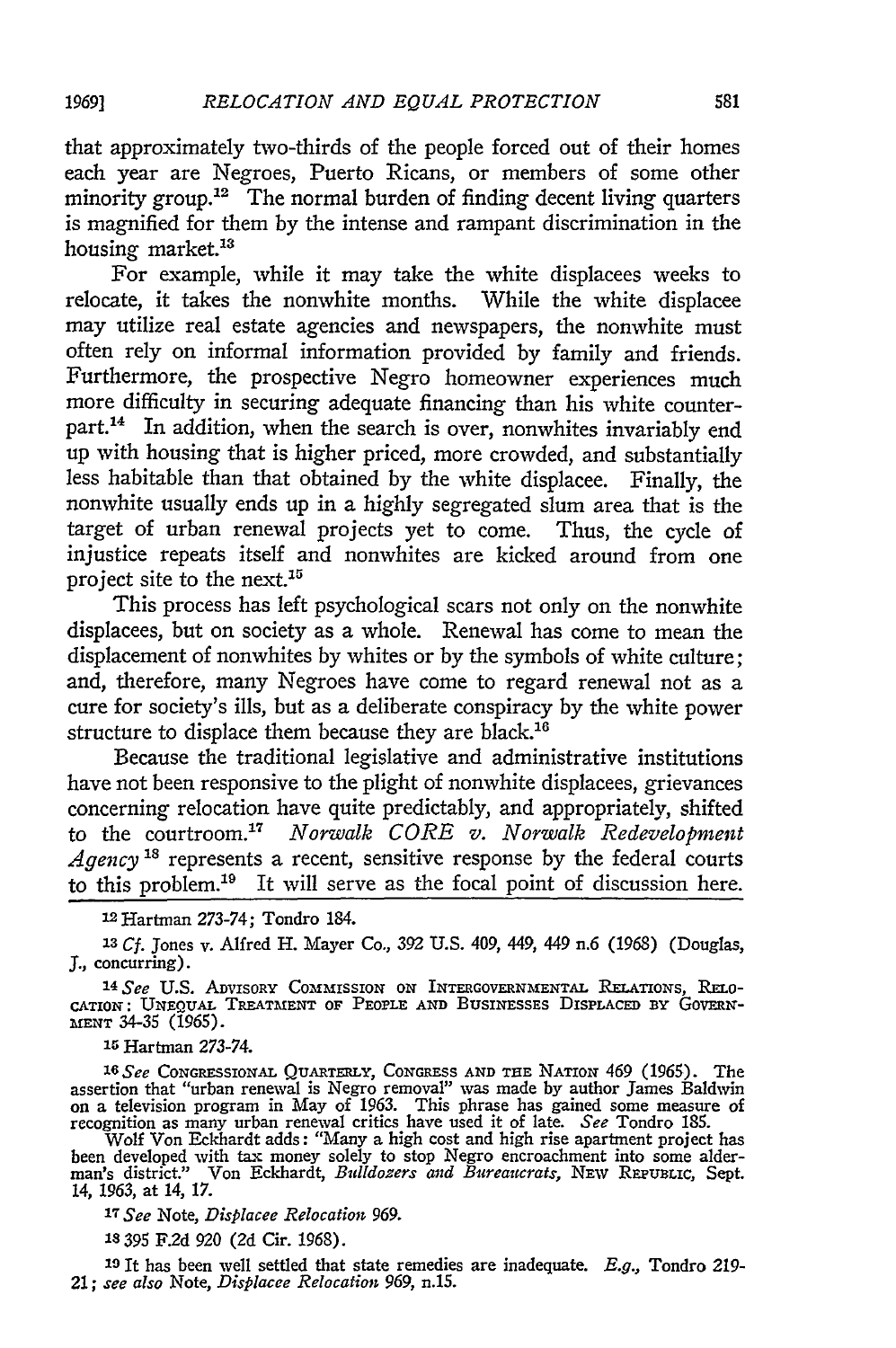that approximately two-thirds of the people forced out of their homes each year are Negroes, Puerto Ricans, or members of some other minority group.[12] The normal burden of finding decent living quarters is magnified for them by the intense and rampant discrimination in the housing market.[13]

For example, while it may take the white displacees weeks to relocate, it takes the nonwhite months. While the white displacee may utilize real estate agencies and newspapers, the nonwhite must often rely on informal information provided by family and friends. Furthermore, the prospective Negro homeowner experiences much more difficulty in securing adequate financing than his white counterpart.[14] In addition, when the search is over, nonwhites invariably end up with housing that is higher priced, more crowded, and substantially less habitable than that obtained by the white displacee. Finally, the nonwhite usually ends up in a highly segregated slum area that is the target of urban renewal projects yet to come. Thus, the cycle of injustice repeats itself and nonwhites are kicked around from one project site to the next.[15]

This process has left psychological scars not only on the nonwhite displacees, but on society as a whole. Renewal has come to mean the displacement of nonwhites by whites or by the symbols of white culture; and, therefore, many Negroes have come to regard renewal not as a cure for society's ills, but as a deliberate conspiracy by the white power structure to displace them because they are black.[16]

Because the traditional legislative and administrative institutions have not been responsive to the plight of nonwhite displacees, grievances concerning relocation have quite predictably, and appropriately, shifted to the courtroom.[17] *Norwalk CORE v. Norwalk Redevelopment Agency*[18] represents a recent, sensitive response by the federal courts to this problem.[19] It will serve as the focal point of discussion here.

---

[12] Hartman 273-74; Tondro 184.

[13] *Cf.* Jones v. Alfred H. Mayer Co., 392 U.S. 409, 449, 449 n.6 (1968) (Douglas, J., concurring).

[14] *See* U.S. ADVISORY COMMISSION ON INTERGOVERNMENTAL RELATIONS, RELOCATION: UNEQUAL TREATMENT OF PEOPLE AND BUSINESSES DISPLACED BY GOVERNMENT 34-35 (1965).

[15] Hartman 273-74.

[16] *See* CONGRESSIONAL QUARTERLY, CONGRESS AND THE NATION 469 (1965). The assertion that "urban renewal is Negro removal" was made by author James Baldwin on a television program in May of 1963. This phrase has gained some measure of recognition as many urban renewal critics have used it of late. *See* Tondro 185.

Wolf Von Eckhardt adds: "Many a high cost and high rise apartment project has been developed with tax money solely to stop Negro encroachment into some alderman's district." Von Eckhardt, *Bulldozers and Bureaucrats*, NEW REPUBLIC, Sept. 14, 1963, at 14, 17.

[17] *See* Note, *Displacee Relocation* 969.

[18] 395 F.2d 920 (2d Cir. 1968).

[19] It has been well settled that state remedies are inadequate. *E.g.*, Tondro 219-21; *see also* Note, *Displacee Relocation* 969, n.15.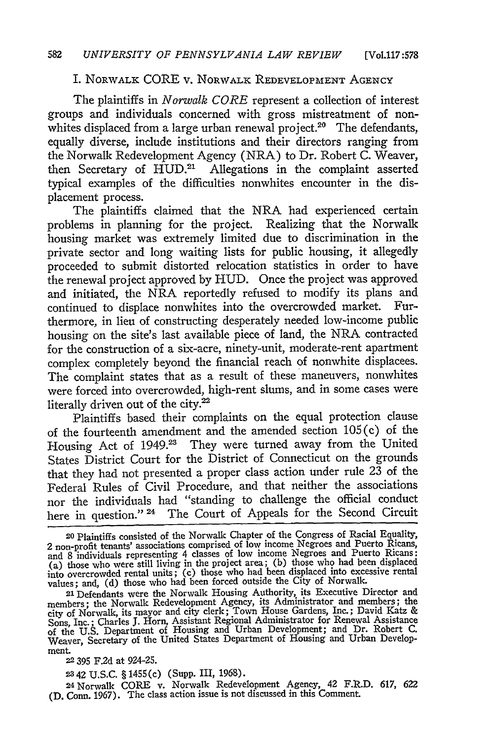## I. Norwalk CORE v. Norwalk Redevelopment Agency

The plaintiffs in *Norwalk CORE* represent a collection of interest groups and individuals concerned with gross mistreatment of nonwhites displaced from a large urban renewal project.[20] The defendants, equally diverse, include institutions and their directors ranging from the Norwalk Redevelopment Agency (NRA) to Dr. Robert C. Weaver, then Secretary of HUD.[21] Allegations in the complaint asserted typical examples of the difficulties nonwhites encounter in the displacement process.

The plaintiffs claimed that the NRA had experienced certain problems in planning for the project. Realizing that the Norwalk housing market was extremely limited due to discrimination in the private sector and long waiting lists for public housing, it allegedly proceeded to submit distorted relocation statistics in order to have the renewal project approved by HUD. Once the project was approved and initiated, the NRA reportedly refused to modify its plans and continued to displace nonwhites into the overcrowded market. Furthermore, in lieu of constructing desperately needed low-income public housing on the site's last available piece of land, the NRA contracted for the construction of a six-acre, ninety-unit, moderate-rent apartment complex completely beyond the financial reach of nonwhite displacees. The complaint states that as a result of these maneuvers, nonwhites were forced into overcrowded, high-rent slums, and in some cases were literally driven out of the city.[22]

Plaintiffs based their complaints on the equal protection clause of the fourteenth amendment and the amended section 105(c) of the Housing Act of 1949.[23] They were turned away from the United States District Court for the District of Connecticut on the grounds that they had not presented a proper class action under rule 23 of the Federal Rules of Civil Procedure, and that neither the associations nor the individuals had "standing to challenge the official conduct here in question."[24] The Court of Appeals for the Second Circuit

---

[20] Plaintiffs consisted of the Norwalk Chapter of the Congress of Racial Equality, 2 non-profit tenants' associations comprised of low income Negroes and Puerto Ricans, and 8 individuals representing 4 classes of low income Negroes and Puerto Ricans: (a) those who were still living in the project area; (b) those who had been displaced into overcrowded rental units; (c) those who had been displaced into excessive rental values; and, (d) those who had been forced outside the City of Norwalk.

[21] Defendants were the Norwalk Housing Authority, its Executive Director and members; the Norwalk Redevelopment Agency, its Administrator and members; the city of Norwalk, its mayor and city clerk; Town House Gardens, Inc.; David Katz & Sons, Inc.; Charles J. Horn, Assistant Regional Administrator for Renewal Assistance of the U.S. Department of Housing and Urban Development; and Dr. Robert C. Weaver, Secretary of the United States Department of Housing and Urban Development.

[22] 395 F.2d at 924-25.

[23] 42 U.S.C. § 1455(c) (Supp. III, 1968).

[24] Norwalk CORE v. Norwalk Redevelopment Agency, 42 F.R.D. 617, 622 (D. Conn. 1967). The class action issue is not discussed in this Comment.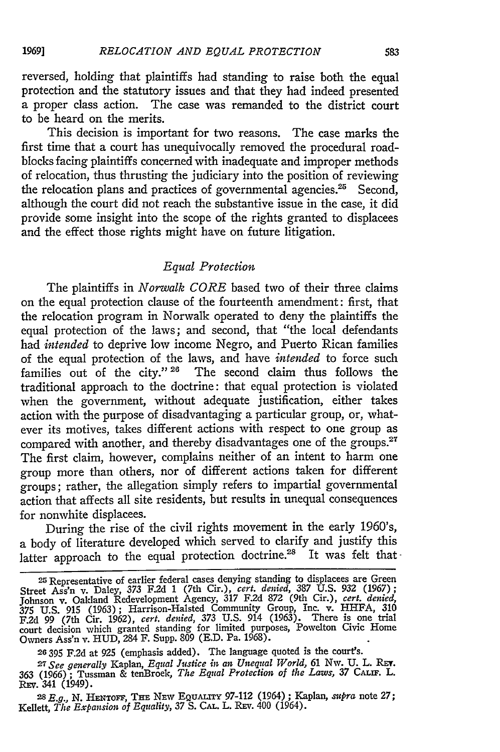reversed, holding that plaintiffs had standing to raise both the equal protection and the statutory issues and that they had indeed presented a proper class action. The case was remanded to the district court to be heard on the merits.

This decision is important for two reasons. The case marks the first time that a court has unequivocally removed the procedural roadblocks facing plaintiffs concerned with inadequate and improper methods of relocation, thus thrusting the judiciary into the position of reviewing the relocation plans and practices of governmental agencies.[25] Second, although the court did not reach the substantive issue in the case, it did provide some insight into the scope of the rights granted to displacees and the effect those rights might have on future litigation.

### *Equal Protection*

The plaintiffs in *Norwalk CORE* based two of their three claims on the equal protection clause of the fourteenth amendment: first, that the relocation program in Norwalk operated to deny the plaintiffs the equal protection of the laws; and second, that "the local defendants had *intended* to deprive low income Negro, and Puerto Rican families of the equal protection of the laws, and have *intended* to force such families out of the city."[26] The second claim thus follows the traditional approach to the doctrine: that equal protection is violated when the government, without adequate justification, either takes action with the purpose of disadvantaging a particular group, or, whatever its motives, takes different actions with respect to one group as compared with another, and thereby disadvantages one of the groups.[27] The first claim, however, complains neither of an intent to harm one group more than others, nor of different actions taken for different groups; rather, the allegation simply refers to impartial governmental action that affects all site residents, but results in unequal consequences for nonwhite displacees.

During the rise of the civil rights movement in the early 1960's, a body of literature developed which served to clarify and justify this latter approach to the equal protection doctrine.[28] It was felt that

---

[25] Representative of earlier federal cases denying standing to displacees are Green Street Ass'n v. Daley, 373 F.2d 1 (7th Cir.), *cert. denied*, 387 U.S. 932 (1967); Johnson v. Oakland Redevelopment Agency, 317 F.2d 872 (9th Cir.), *cert. denied*, 375 U.S. 915 (1963); Harrison-Halsted Community Group, Inc. v. HHFA, 310 F.2d 99 (7th Cir. 1962), *cert. denied*, 373 U.S. 914 (1963). There is one trial court decision which granted standing for limited purposes, Powelton Civic Home Owners Ass'n v. HUD, 284 F. Supp. 809 (E.D. Pa. 1968).

[26] 395 F.2d at 925 (emphasis added). The language quoted is the court's.

[27] *See generally* Kaplan, *Equal Justice in an Unequal World*, 61 Nw. U. L. Rev. 363 (1966); Tussman & tenBroek, *The Equal Protection of the Laws*, 37 Calif. L. Rev. 341 (1949).

[28] *E.g.*, N. Hentoff, The New Equality 97-112 (1964); Kaplan, *supra* note 27; Kellett, *The Expansion of Equality*, 37 S. Cal. L. Rev. 400 (1964).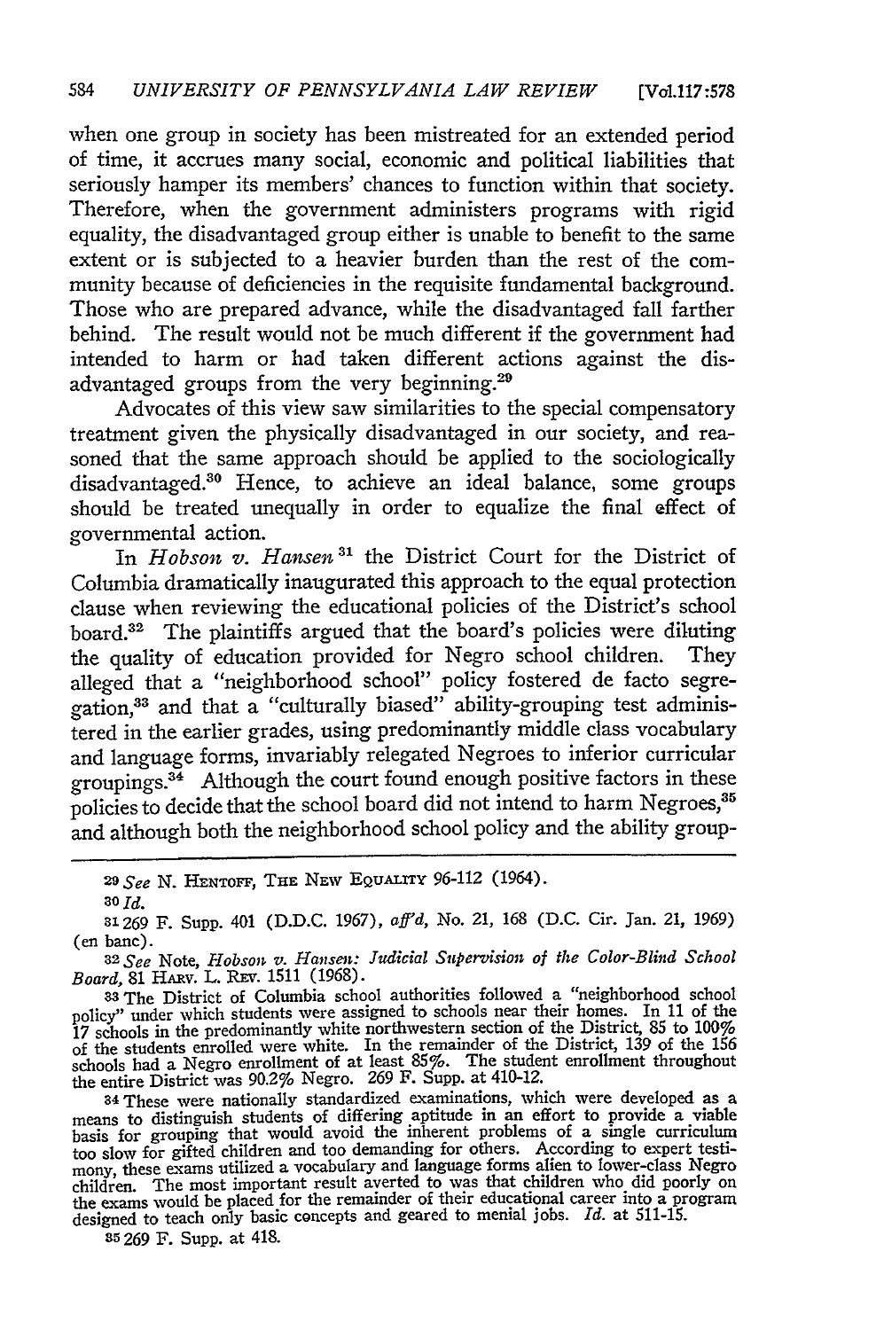when one group in society has been mistreated for an extended period of time, it accrues many social, economic and political liabilities that seriously hamper its members' chances to function within that society. Therefore, when the government administers programs with rigid equality, the disadvantaged group either is unable to benefit to the same extent or is subjected to a heavier burden than the rest of the community because of deficiencies in the requisite fundamental background. Those who are prepared advance, while the disadvantaged fall farther behind. The result would not be much different if the government had intended to harm or had taken different actions against the disadvantaged groups from the very beginning.[29]

Advocates of this view saw similarities to the special compensatory treatment given the physically disadvantaged in our society, and reasoned that the same approach should be applied to the sociologically disadvantaged.[30] Hence, to achieve an ideal balance, some groups should be treated unequally in order to equalize the final effect of governmental action.

In *Hobson v. Hansen*[31] the District Court for the District of Columbia dramatically inaugurated this approach to the equal protection clause when reviewing the educational policies of the District's school board.[32] The plaintiffs argued that the board's policies were diluting the quality of education provided for Negro school children. They alleged that a "neighborhood school" policy fostered de facto segregation,[33] and that a "culturally biased" ability-grouping test administered in the earlier grades, using predominantly middle class vocabulary and language forms, invariably relegated Negroes to inferior curricular groupings.[34] Although the court found enough positive factors in these policies to decide that the school board did not intend to harm Negroes,[35] and although both the neighborhood school policy and the ability group-

---

[29] *See* N. Hentoff, The New Equality 96-112 (1964).

[30] *Id.*

[31] 269 F. Supp. 401 (D.D.C. 1967), *aff'd*, No. 21, 168 (D.C. Cir. Jan. 21, 1969) (en banc).

[32] *See* Note, *Hobson v. Hansen: Judicial Supervision of the Color-Blind School Board*, 81 Harv. L. Rev. 1511 (1968).

[33] The District of Columbia school authorities followed a "neighborhood school policy" under which students were assigned to schools near their homes. In 11 of the 17 schools in the predominantly white northwestern section of the District, 85 to 100% of the students enrolled were white. In the remainder of the District, 139 of the 156 schools had a Negro enrollment of at least 85%. The student enrollment throughout the entire District was 90.2% Negro. 269 F. Supp. at 410-12.

[34] These were nationally standardized examinations, which were developed as a means to distinguish students of differing aptitude in an effort to provide a viable basis for grouping that would avoid the inherent problems of a single curriculum too slow for gifted children and too demanding for others. According to expert testimony, these exams utilized a vocabulary and language forms alien to lower-class Negro children. The most important result averted to was that children who did poorly on the exams would be placed for the remainder of their educational career into a program designed to teach only basic concepts and geared to menial jobs. *Id.* at 511-15.

[35] 269 F. Supp. at 418.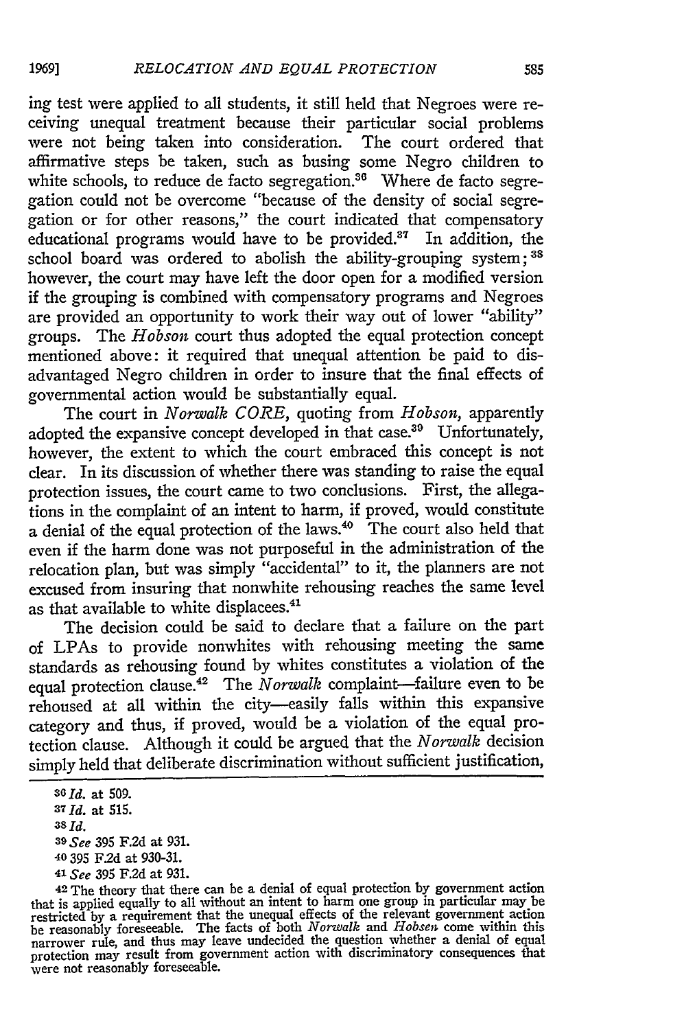ing test were applied to all students, it still held that Negroes were receiving unequal treatment because their particular social problems were not being taken into consideration. The court ordered that affirmative steps be taken, such as busing some Negro children to white schools, to reduce de facto segregation.[36] Where de facto segregation could not be overcome "because of the density of social segregation or for other reasons," the court indicated that compensatory educational programs would have to be provided.[37] In addition, the school board was ordered to abolish the ability-grouping system;[38] however, the court may have left the door open for a modified version if the grouping is combined with compensatory programs and Negroes are provided an opportunity to work their way out of lower "ability" groups. The *Hobson* court thus adopted the equal protection concept mentioned above: it required that unequal attention be paid to disadvantaged Negro children in order to insure that the final effects of governmental action would be substantially equal.

The court in *Norwalk CORE*, quoting from *Hobson*, apparently adopted the expansive concept developed in that case.[39] Unfortunately, however, the extent to which the court embraced this concept is not clear. In its discussion of whether there was standing to raise the equal protection issues, the court came to two conclusions. First, the allegations in the complaint of an intent to harm, if proved, would constitute a denial of the equal protection of the laws.[40] The court also held that even if the harm done was not purposeful in the administration of the relocation plan, but was simply "accidental" to it, the planners are not excused from insuring that nonwhite rehousing reaches the same level as that available to white displacees.[41]

The decision could be said to declare that a failure on the part of LPAs to provide nonwhites with rehousing meeting the same standards as rehousing found by whites constitutes a violation of the equal protection clause.[42] The *Norwalk* complaint—failure even to be rehoused at all within the city—easily falls within this expansive category and thus, if proved, would be a violation of the equal protection clause. Although it could be argued that the *Norwalk* decision simply held that deliberate discrimination without sufficient justification,

---

[36] *Id.* at 509.

[37] *Id.* at 515.

[38] *Id.*

[39] *See* 395 F.2d at 931.

[40] 395 F.2d at 930-31.

[41] *See* 395 F.2d at 931.

[42] The theory that there can be a denial of equal protection by government action that is applied equally to all without an intent to harm one group in particular may be restricted by a requirement that the unequal effects of the relevant government action be reasonably foreseeable. The facts of both *Norwalk* and *Hobsen* come within this narrower rule, and thus may leave undecided the question whether a denial of equal protection may result from government action with discriminatory consequences that were not reasonably foreseeable.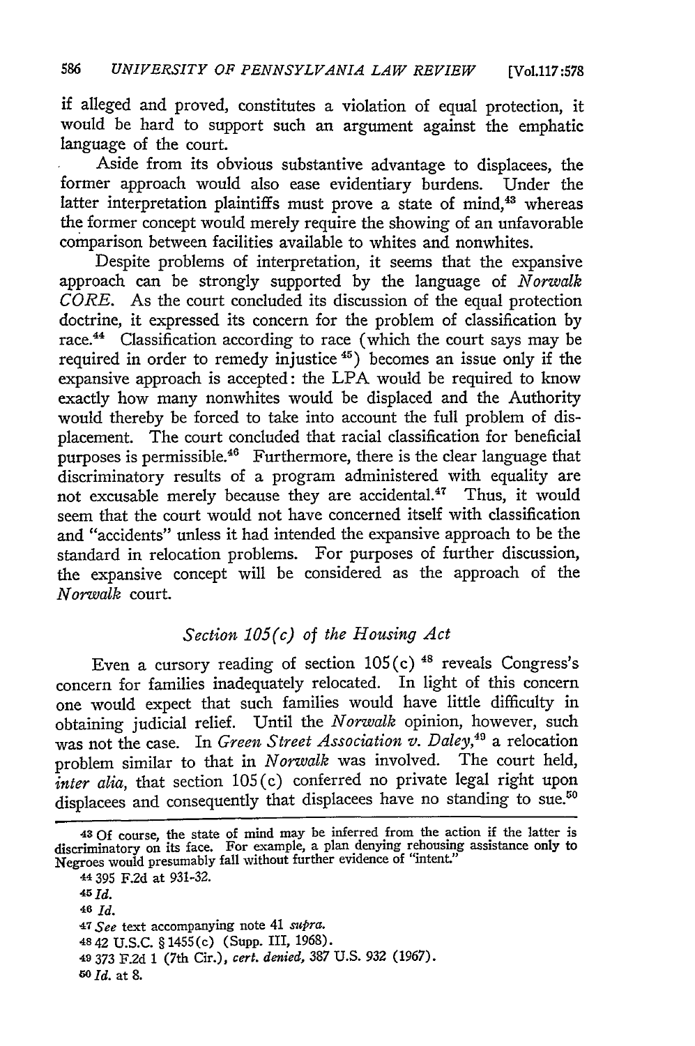if alleged and proved, constitutes a violation of equal protection, it would be hard to support such an argument against the emphatic language of the court.

Aside from its obvious substantive advantage to displacees, the former approach would also ease evidentiary burdens. Under the latter interpretation plaintiffs must prove a state of mind,[43] whereas the former concept would merely require the showing of an unfavorable comparison between facilities available to whites and nonwhites.

Despite problems of interpretation, it seems that the expansive approach can be strongly supported by the language of *Norwalk CORE*. As the court concluded its discussion of the equal protection doctrine, it expressed its concern for the problem of classification by race.[44] Classification according to race (which the court says may be required in order to remedy injustice [45]) becomes an issue only if the expansive approach is accepted: the LPA would be required to know exactly how many nonwhites would be displaced and the Authority would thereby be forced to take into account the full problem of displacement. The court concluded that racial classification for beneficial purposes is permissible.[46] Furthermore, there is the clear language that discriminatory results of a program administered with equality are not excusable merely because they are accidental.[47] Thus, it would seem that the court would not have concerned itself with classification and "accidents" unless it had intended the expansive approach to be the standard in relocation problems. For purposes of further discussion, the expansive concept will be considered as the approach of the *Norwalk* court.

### *Section 105(c) of the Housing Act*

Even a cursory reading of section 105(c) [48] reveals Congress's concern for families inadequately relocated. In light of this concern one would expect that such families would have little difficulty in obtaining judicial relief. Until the *Norwalk* opinion, however, such was not the case. In *Green Street Association v. Daley*,[49] a relocation problem similar to that in *Norwalk* was involved. The court held, *inter alia*, that section 105(c) conferred no private legal right upon displacees and consequently that displacees have no standing to sue.[50]

---

[43] Of course, the state of mind may be inferred from the action if the latter is discriminatory on its face. For example, a plan denying rehousing assistance only to Negroes would presumably fall without further evidence of "intent."

[44] 395 F.2d at 931-32.

[45] *Id.*

[46] *Id.*

[47] *See* text accompanying note 41 *supra*.

[48] 42 U.S.C. § 1455(c) (Supp. III, 1968).

[49] 373 F.2d 1 (7th Cir.), *cert. denied*, 387 U.S. 932 (1967).

[50] *Id.* at 8.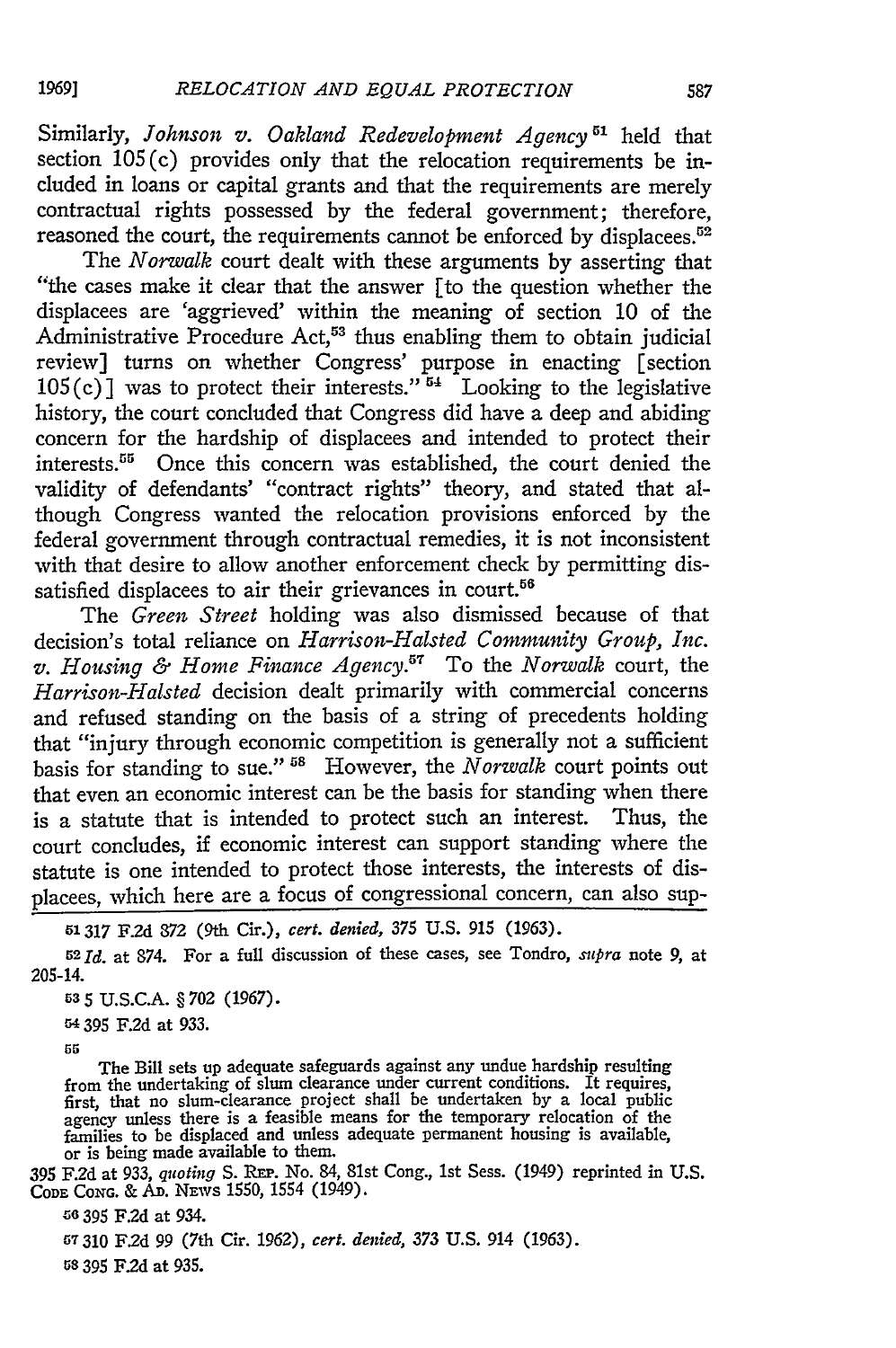Similarly, *Johnson v. Oakland Redevelopment Agency*[51] held that section 105(c) provides only that the relocation requirements be included in loans or capital grants and that the requirements are merely contractual rights possessed by the federal government; therefore, reasoned the court, the requirements cannot be enforced by displacees.[52]

The *Norwalk* court dealt with these arguments by asserting that "the cases make it clear that the answer [to the question whether the displacees are 'aggrieved' within the meaning of section 10 of the Administrative Procedure Act,[53] thus enabling them to obtain judicial review] turns on whether Congress' purpose in enacting [section 105(c)] was to protect their interests."[54] Looking to the legislative history, the court concluded that Congress did have a deep and abiding concern for the hardship of displacees and intended to protect their interests.[55] Once this concern was established, the court denied the validity of defendants' "contract rights" theory, and stated that although Congress wanted the relocation provisions enforced by the federal government through contractual remedies, it is not inconsistent with that desire to allow another enforcement check by permitting dissatisfied displacees to air their grievances in court.[56]

The *Green Street* holding was also dismissed because of that decision's total reliance on *Harrison-Halsted Community Group, Inc. v. Housing & Home Finance Agency*.[57] To the *Norwalk* court, the *Harrison-Halsted* decision dealt primarily with commercial concerns and refused standing on the basis of a string of precedents holding that "injury through economic competition is generally not a sufficient basis for standing to sue."[58] However, the *Norwalk* court points out that even an economic interest can be the basis for standing when there is a statute that is intended to protect such an interest. Thus, the court concludes, if economic interest can support standing where the statute is one intended to protect those interests, the interests of displacees, which here are a focus of congressional concern, can also sup-

---

[51] 317 F.2d 872 (9th Cir.), *cert. denied*, 375 U.S. 915 (1963).

[52] *Id.* at 874. For a full discussion of these cases, see Tondro, *supra* note 9, at 205-14.

[53] 5 U.S.C.A. § 702 (1967).

[54] 395 F.2d at 933.

[55]

> The Bill sets up adequate safeguards against any undue hardship resulting from the undertaking of slum clearance under current conditions. It requires, first, that no slum-clearance project shall be undertaken by a local public agency unless there is a feasible means for the temporary relocation of the families to be displaced and unless adequate permanent housing is available, or is being made available to them.

395 F.2d at 933, *quoting* S. Rep. No. 84, 81st Cong., 1st Sess. (1949) reprinted in U.S. Code Cong. & Ad. News 1550, 1554 (1949).

[56] 395 F.2d at 934.

[57] 310 F.2d 99 (7th Cir. 1962), *cert. denied*, 373 U.S. 914 (1963).

[58] 395 F.2d at 935.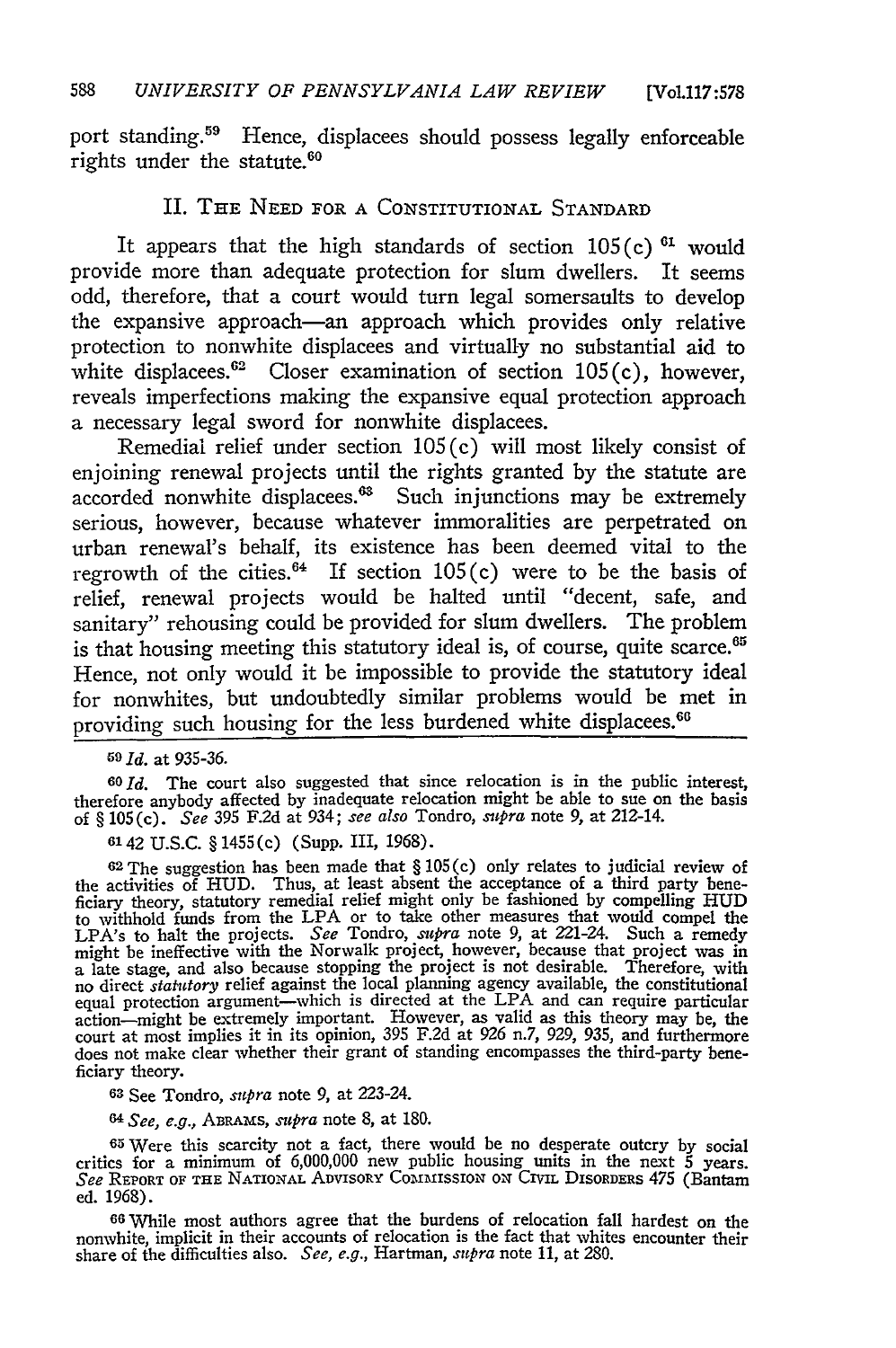port standing.[59] Hence, displacees should possess legally enforceable rights under the statute.[60]

## II. The Need for a Constitutional Standard

It appears that the high standards of section 105(c) [61] would provide more than adequate protection for slum dwellers. It seems odd, therefore, that a court would turn legal somersaults to develop the expansive approach—an approach which provides only relative protection to nonwhite displacees and virtually no substantial aid to white displacees.[62] Closer examination of section 105(c), however, reveals imperfections making the expansive equal protection approach a necessary legal sword for nonwhite displacees.

Remedial relief under section 105(c) will most likely consist of enjoining renewal projects until the rights granted by the statute are accorded nonwhite displacees.[63] Such injunctions may be extremely serious, however, because whatever immoralities are perpetrated on urban renewal's behalf, its existence has been deemed vital to the regrowth of the cities.[64] If section 105(c) were to be the basis of relief, renewal projects would be halted until "decent, safe, and sanitary" rehousing could be provided for slum dwellers. The problem is that housing meeting this statutory ideal is, of course, quite scarce.[65] Hence, not only would it be impossible to provide the statutory ideal for nonwhites, but undoubtedly similar problems would be met in providing such housing for the less burdened white displacees.[66]

---

[59] *Id.* at 935-36.

[60] *Id.* The court also suggested that since relocation is in the public interest, therefore anybody affected by inadequate relocation might be able to sue on the basis of § 105(c). *See* 395 F.2d at 934; *see also* Tondro, *supra* note 9, at 212-14.

[61] 42 U.S.C. § 1455(c) (Supp. III, 1968).

[62] The suggestion has been made that § 105(c) only relates to judicial review of the activities of HUD. Thus, at least absent the acceptance of a third party beneficiary theory, statutory remedial relief might only be fashioned by compelling HUD to withhold funds from the LPA or to take other measures that would compel the LPA's to halt the projects. *See* Tondro, *supra* note 9, at 221-24. Such a remedy might be ineffective with the Norwalk project, however, because that project was in a late stage, and also because stopping the project is not desirable. Therefore, with no direct *statutory* relief against the local planning agency available, the constitutional equal protection argument—which is directed at the LPA and can require particular action—might be extremely important. However, as valid as this theory may be, the court at most implies it in its opinion, 395 F.2d at 926 n.7, 929, 935, and furthermore does not make clear whether their grant of standing encompasses the third-party beneficiary theory.

[63] See Tondro, *supra* note 9, at 223-24.

[64] *See, e.g.,* Abrams, *supra* note 8, at 180.

[65] Were this scarcity not a fact, there would be no desperate outcry by social critics for a minimum of 6,000,000 new public housing units in the next 5 years. *See* Report of the National Advisory Commission on Civil Disorders 475 (Bantam ed. 1968).

[66] While most authors agree that the burdens of relocation fall hardest on the nonwhite, implicit in their accounts of relocation is the fact that whites encounter their share of the difficulties also. *See, e.g.,* Hartman, *supra* note 11, at 280.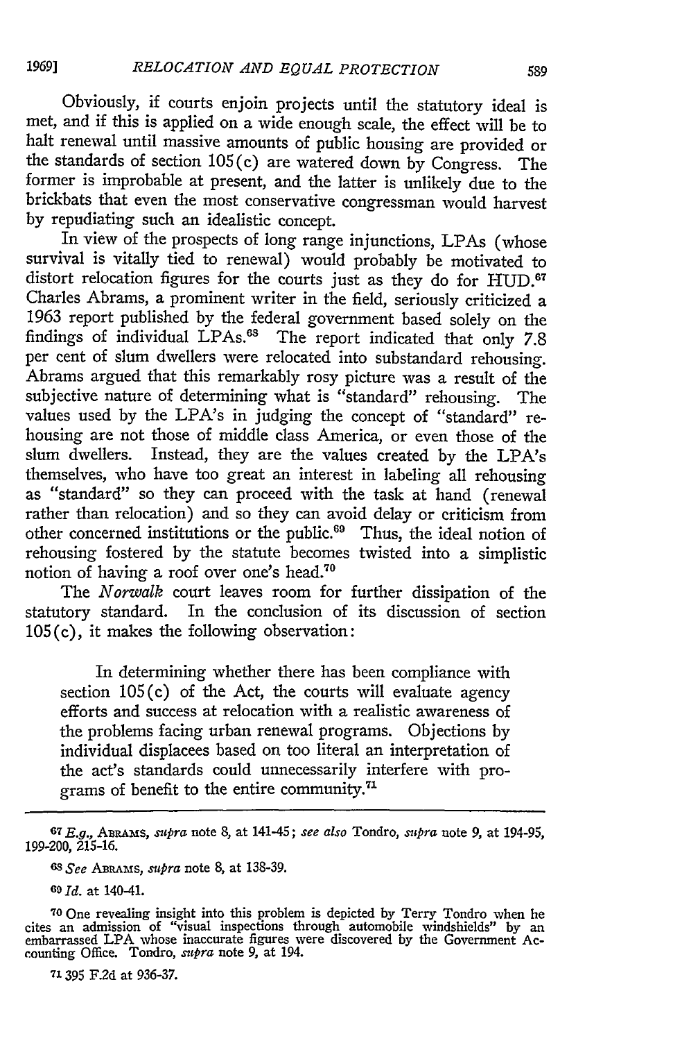Obviously, if courts enjoin projects until the statutory ideal is met, and if this is applied on a wide enough scale, the effect will be to halt renewal until massive amounts of public housing are provided or the standards of section 105(c) are watered down by Congress. The former is improbable at present, and the latter is unlikely due to the brickbats that even the most conservative congressman would harvest by repudiating such an idealistic concept.

In view of the prospects of long range injunctions, LPAs (whose survival is vitally tied to renewal) would probably be motivated to distort relocation figures for the courts just as they do for HUD.[67] Charles Abrams, a prominent writer in the field, seriously criticized a 1963 report published by the federal government based solely on the findings of individual LPAs.[68] The report indicated that only 7.8 per cent of slum dwellers were relocated into substandard rehousing. Abrams argued that this remarkably rosy picture was a result of the subjective nature of determining what is "standard" rehousing. The values used by the LPA's in judging the concept of "standard" rehousing are not those of middle class America, or even those of the slum dwellers. Instead, they are the values created by the LPA's themselves, who have too great an interest in labeling all rehousing as "standard" so they can proceed with the task at hand (renewal rather than relocation) and so they can avoid delay or criticism from other concerned institutions or the public.[69] Thus, the ideal notion of rehousing fostered by the statute becomes twisted into a simplistic notion of having a roof over one's head.[70]

The *Norwalk* court leaves room for further dissipation of the statutory standard. In the conclusion of its discussion of section 105(c), it makes the following observation:

> In determining whether there has been compliance with section 105(c) of the Act, the courts will evaluate agency efforts and success at relocation with a realistic awareness of the problems facing urban renewal programs. Objections by individual displacees based on too literal an interpretation of the act's standards could unnecessarily interfere with programs of benefit to the entire community.[71]

---

[67] *E.g.*, ABRAMS, *supra* note 8, at 141-45; *see also* Tondro, *supra* note 9, at 194-95, 199-200, 215-16.

[68] *See* ABRAMS, *supra* note 8, at 138-39.

[69] *Id.* at 140-41.

[70] One revealing insight into this problem is depicted by Terry Tondro when he cites an admission of "visual inspections through automobile windshields" by an embarrassed LPA whose inaccurate figures were discovered by the Government Accounting Office. Tondro, *supra* note 9, at 194.

[71] 395 F.2d at 936-37.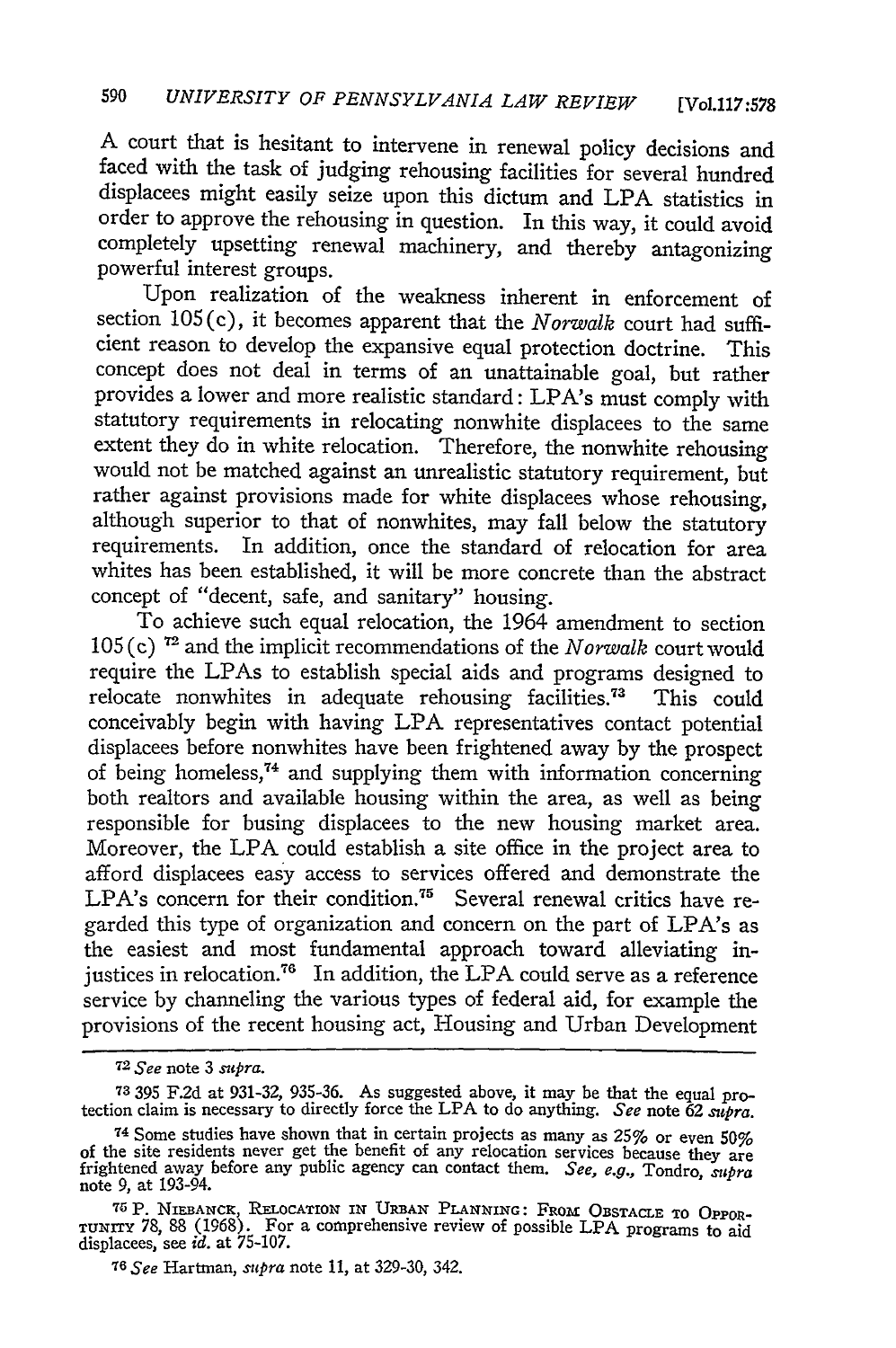A court that is hesitant to intervene in renewal policy decisions and faced with the task of judging rehousing facilities for several hundred displacees might easily seize upon this dictum and LPA statistics in order to approve the rehousing in question. In this way, it could avoid completely upsetting renewal machinery, and thereby antagonizing powerful interest groups.

Upon realization of the weakness inherent in enforcement of section 105(c), it becomes apparent that the *Norwalk* court had sufficient reason to develop the expansive equal protection doctrine. This concept does not deal in terms of an unattainable goal, but rather provides a lower and more realistic standard: LPA's must comply with statutory requirements in relocating nonwhite displacees to the same extent they do in white relocation. Therefore, the nonwhite rehousing would not be matched against an unrealistic statutory requirement, but rather against provisions made for white displacees whose rehousing, although superior to that of nonwhites, may fall below the statutory requirements. In addition, once the standard of relocation for area whites has been established, it will be more concrete than the abstract concept of "decent, safe, and sanitary" housing.

To achieve such equal relocation, the 1964 amendment to section 105(c) [72] and the implicit recommendations of the *Norwalk* court would require the LPAs to establish special aids and programs designed to relocate nonwhites in adequate rehousing facilities.[73] This could conceivably begin with having LPA representatives contact potential displacees before nonwhites have been frightened away by the prospect of being homeless,[74] and supplying them with information concerning both realtors and available housing within the area, as well as being responsible for busing displacees to the new housing market area. Moreover, the LPA could establish a site office in the project area to afford displacees easy access to services offered and demonstrate the LPA's concern for their condition.[75] Several renewal critics have regarded this type of organization and concern on the part of LPA's as the easiest and most fundamental approach toward alleviating injustices in relocation.[76] In addition, the LPA could serve as a reference service by channeling the various types of federal aid, for example the provisions of the recent housing act, Housing and Urban Development

---

[72] *See* note 3 *supra*.

[73] 395 F.2d at 931-32, 935-36. As suggested above, it may be that the equal protection claim is necessary to directly force the LPA to do anything. *See* note 62 *supra*.

[74] Some studies have shown that in certain projects as many as 25% or even 50% of the site residents never get the benefit of any relocation services because they are frightened away before any public agency can contact them. *See, e.g.,* Tondro, *supra* note 9, at 193-94.

[75] P. Niebanck, Relocation in Urban Planning: From Obstacle to Opportunity 78, 88 (1968). For a comprehensive review of possible LPA programs to aid displacees, see *id.* at 75-107.

[76] *See* Hartman, *supra* note 11, at 329-30, 342.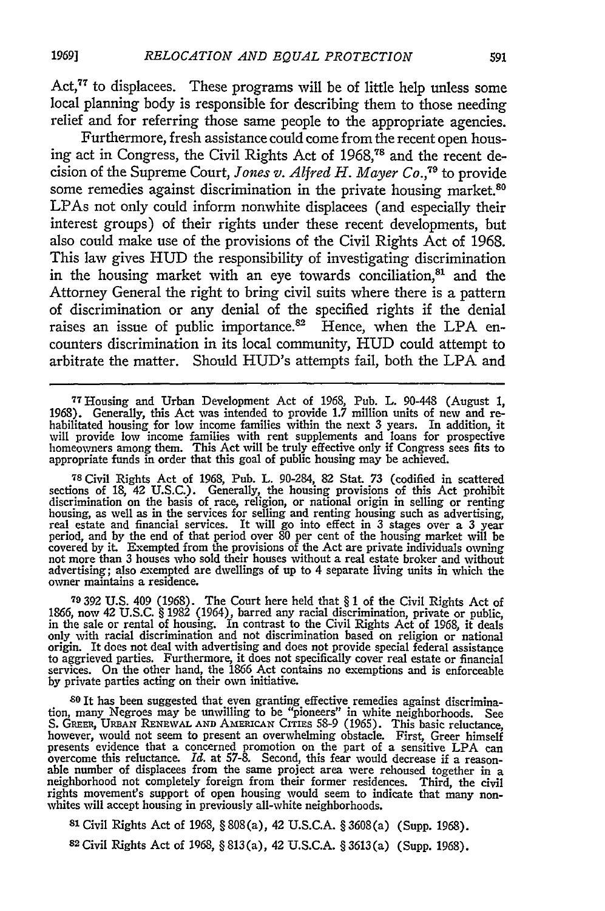Act,[77] to displacees. These programs will be of little help unless some local planning body is responsible for describing them to those needing relief and for referring those same people to the appropriate agencies.

Furthermore, fresh assistance could come from the recent open housing act in Congress, the Civil Rights Act of 1968,[78] and the recent decision of the Supreme Court, *Jones v. Alfred H. Mayer Co.*,[79] to provide some remedies against discrimination in the private housing market.[80] LPAs not only could inform nonwhite displacees (and especially their interest groups) of their rights under these recent developments, but also could make use of the provisions of the Civil Rights Act of 1968. This law gives HUD the responsibility of investigating discrimination in the housing market with an eye towards conciliation,[81] and the Attorney General the right to bring civil suits where there is a pattern of discrimination or any denial of the specified rights if the denial raises an issue of public importance.[82] Hence, when the LPA encounters discrimination in its local community, HUD could attempt to arbitrate the matter. Should HUD's attempts fail, both the LPA and

---

[77] Housing and Urban Development Act of 1968, Pub. L. 90-448 (August 1, 1968). Generally, this Act was intended to provide 1.7 million units of new and rehabilitated housing for low income families within the next 3 years. In addition, it will provide low income families with rent supplements and loans for prospective homeowners among them. This Act will be truly effective only if Congress sees fits to appropriate funds in order that this goal of public housing may be achieved.

[78] Civil Rights Act of 1968, Pub. L. 90-284, 82 Stat. 73 (codified in scattered sections of 18, 42 U.S.C.). Generally, the housing provisions of this Act prohibit discrimination on the basis of race, religion, or national origin in selling or renting housing, as well as in the services for selling and renting housing such as advertising, real estate and financial services. It will go into effect in 3 stages over a 3 year period, and by the end of that period over 80 per cent of the housing market will be covered by it. Exempted from the provisions of the Act are private individuals owning not more than 3 houses who sold their houses without a real estate broker and without advertising; also exempted are dwellings of up to 4 separate living units in which the owner maintains a residence.

[79] 392 U.S. 409 (1968). The Court here held that § 1 of the Civil Rights Act of 1866, now 42 U.S.C. § 1982 (1964), barred any racial discrimination, private or public, in the sale or rental of housing. In contrast to the Civil Rights Act of 1968, it deals only with racial discrimination and not discrimination based on religion or national origin. It does not deal with advertising and does not provide special federal assistance to aggrieved parties. Furthermore, it does not specifically cover real estate or financial services. On the other hand, the 1866 Act contains no exemptions and is enforceable by private parties acting on their own initiative.

[80] It has been suggested that even granting effective remedies against discrimination, many Negroes may be unwilling to be "pioneers" in white neighborhoods. See S. GREER, URBAN RENEWAL AND AMERICAN CITIES 58-9 (1965). This basic reluctance, however, would not seem to present an overwhelming obstacle. First, Greer himself presents evidence that a concerned promotion on the part of a sensitive LPA can overcome this reluctance. *Id.* at 57-8. Second, this fear would decrease if a reasonable number of displacees from the same project area were rehoused together in a neighborhood not completely foreign from their former residences. Third, the civil rights movement's support of open housing would seem to indicate that many nonwhites will accept housing in previously all-white neighborhoods.

[81] Civil Rights Act of 1968, § 808(a), 42 U.S.C.A. § 3608(a) (Supp. 1968).

[82] Civil Rights Act of 1968, § 813(a), 42 U.S.C.A. § 3613(a) (Supp. 1968).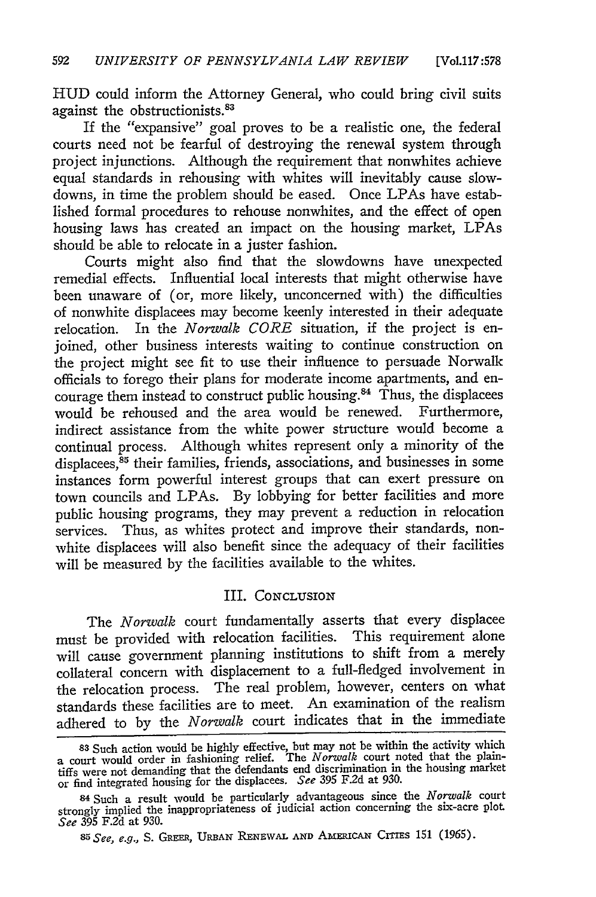HUD could inform the Attorney General, who could bring civil suits against the obstructionists.[83]

If the "expansive" goal proves to be a realistic one, the federal courts need not be fearful of destroying the renewal system through project injunctions. Although the requirement that nonwhites achieve equal standards in rehousing with whites will inevitably cause slowdowns, in time the problem should be eased. Once LPAs have established formal procedures to rehouse nonwhites, and the effect of open housing laws has created an impact on the housing market, LPAs should be able to relocate in a juster fashion.

Courts might also find that the slowdowns have unexpected remedial effects. Influential local interests that might otherwise have been unaware of (or, more likely, unconcerned with) the difficulties of nonwhite displacees may become keenly interested in their adequate relocation. In the *Norwalk CORE* situation, if the project is enjoined, other business interests waiting to continue construction on the project might see fit to use their influence to persuade Norwalk officials to forego their plans for moderate income apartments, and encourage them instead to construct public housing.[84] Thus, the displacees would be rehoused and the area would be renewed. Furthermore, indirect assistance from the white power structure would become a continual process. Although whites represent only a minority of the displacees,[85] their families, friends, associations, and businesses in some instances form powerful interest groups that can exert pressure on town councils and LPAs. By lobbying for better facilities and more public housing programs, they may prevent a reduction in relocation services. Thus, as whites protect and improve their standards, nonwhite displacees will also benefit since the adequacy of their facilities will be measured by the facilities available to the whites.

## III. CONCLUSION

The *Norwalk* court fundamentally asserts that every displacee must be provided with relocation facilities. This requirement alone will cause government planning institutions to shift from a merely collateral concern with displacement to a full-fledged involvement in the relocation process. The real problem, however, centers on what standards these facilities are to meet. An examination of the realism adhered to by the *Norwalk* court indicates that in the immediate

---

[83] Such action would be highly effective, but may not be within the activity which a court would order in fashioning relief. The *Norwalk* court noted that the plaintiffs were not demanding that the defendants end discrimination in the housing market or find integrated housing for the displacees. *See* 395 F.2d at 930.

[84] Such a result would be particularly advantageous since the *Norwalk* court strongly implied the inappropriateness of judicial action concerning the six-acre plot. *See* 395 F.2d at 930.

[85] *See, e.g.,* S. GREER, URBAN RENEWAL AND AMERICAN CITIES 151 (1965).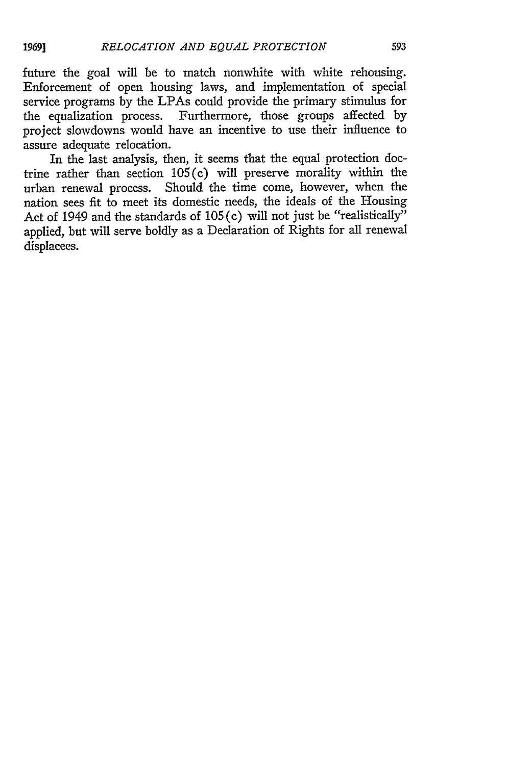future the goal will be to match nonwhite with white rehousing. Enforcement of open housing laws, and implementation of special service programs by the LPAs could provide the primary stimulus for the equalization process. Furthermore, those groups affected by project slowdowns would have an incentive to use their influence to assure adequate relocation.

In the last analysis, then, it seems that the equal protection doctrine rather than section 105(c) will preserve morality within the urban renewal process. Should the time come, however, when the nation sees fit to meet its domestic needs, the ideals of the Housing Act of 1949 and the standards of 105(c) will not just be "realistically" applied, but will serve boldly as a Declaration of Rights for all renewal displacees.